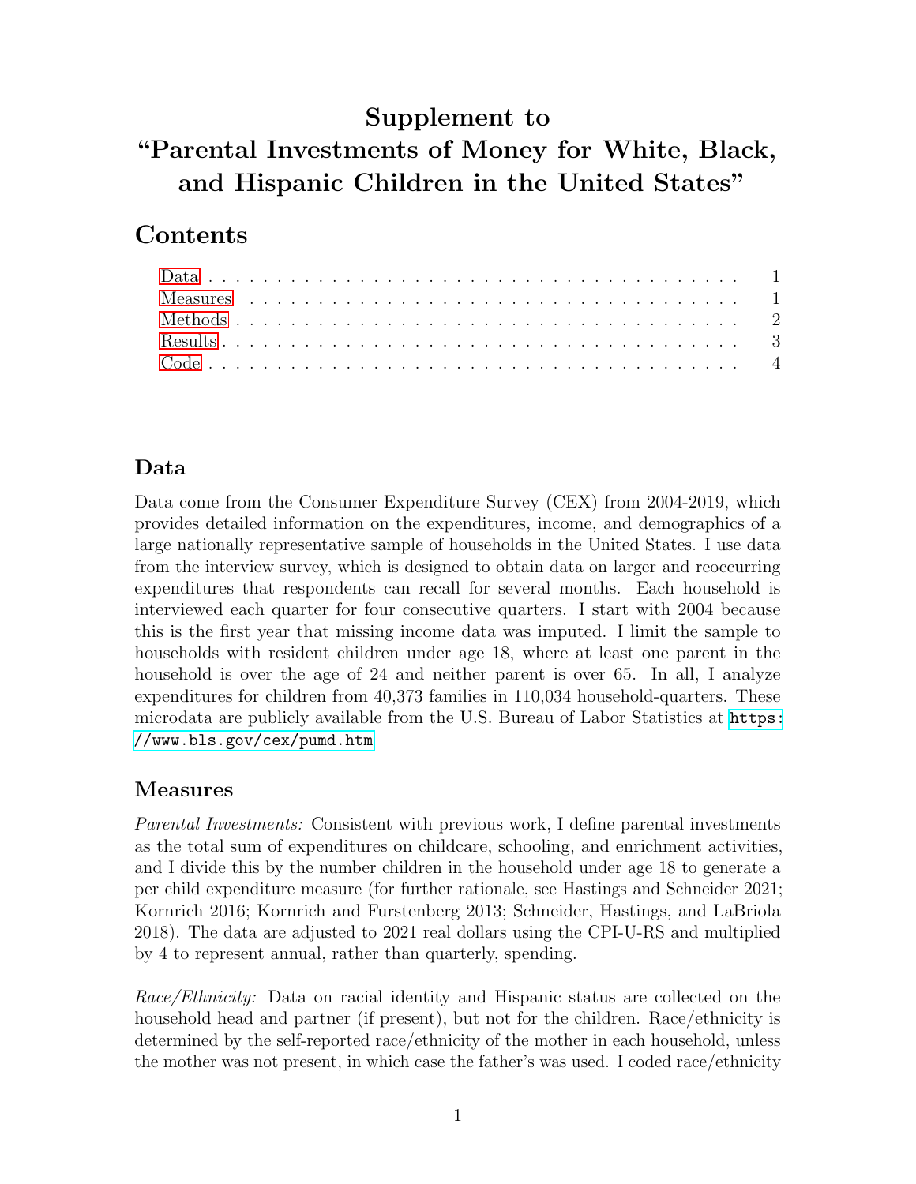# Supplement to "Parental Investments of Money for White, Black, and Hispanic Children in the United States"

## Contents

- Data . . . 1
- Measures . . . 1
- Methods . . . 2
- Results . . . 3
- Code . . . 4

### Data

Data come from the Consumer Expenditure Survey (CEX) from 2004-2019, which provides detailed information on the expenditures, income, and demographics of a large nationally representative sample of households in the United States. I use data from the interview survey, which is designed to obtain data on larger and reoccurring expenditures that respondents can recall for several months. Each household is interviewed each quarter for four consecutive quarters. I start with 2004 because this is the first year that missing income data was imputed. I limit the sample to households with resident children under age 18, where at least one parent in the household is over the age of 24 and neither parent is over 65. In all, I analyze expenditures for children from 40,373 families in 110,034 household-quarters. These microdata are publicly available from the U.S. Bureau of Labor Statistics at https://www.bls.gov/cex/pumd.htm

### Measures

*Parental Investments:* Consistent with previous work, I define parental investments as the total sum of expenditures on childcare, schooling, and enrichment activities, and I divide this by the number children in the household under age 18 to generate a per child expenditure measure (for further rationale, see Hastings and Schneider 2021; Kornrich 2016; Kornrich and Furstenberg 2013; Schneider, Hastings, and LaBriola 2018). The data are adjusted to 2021 real dollars using the CPI-U-RS and multiplied by 4 to represent annual, rather than quarterly, spending.

*Race/Ethnicity:* Data on racial identity and Hispanic status are collected on the household head and partner (if present), but not for the children. Race/ethnicity is determined by the self-reported race/ethnicity of the mother in each household, unless the mother was not present, in which case the father's was used. I coded race/ethnicity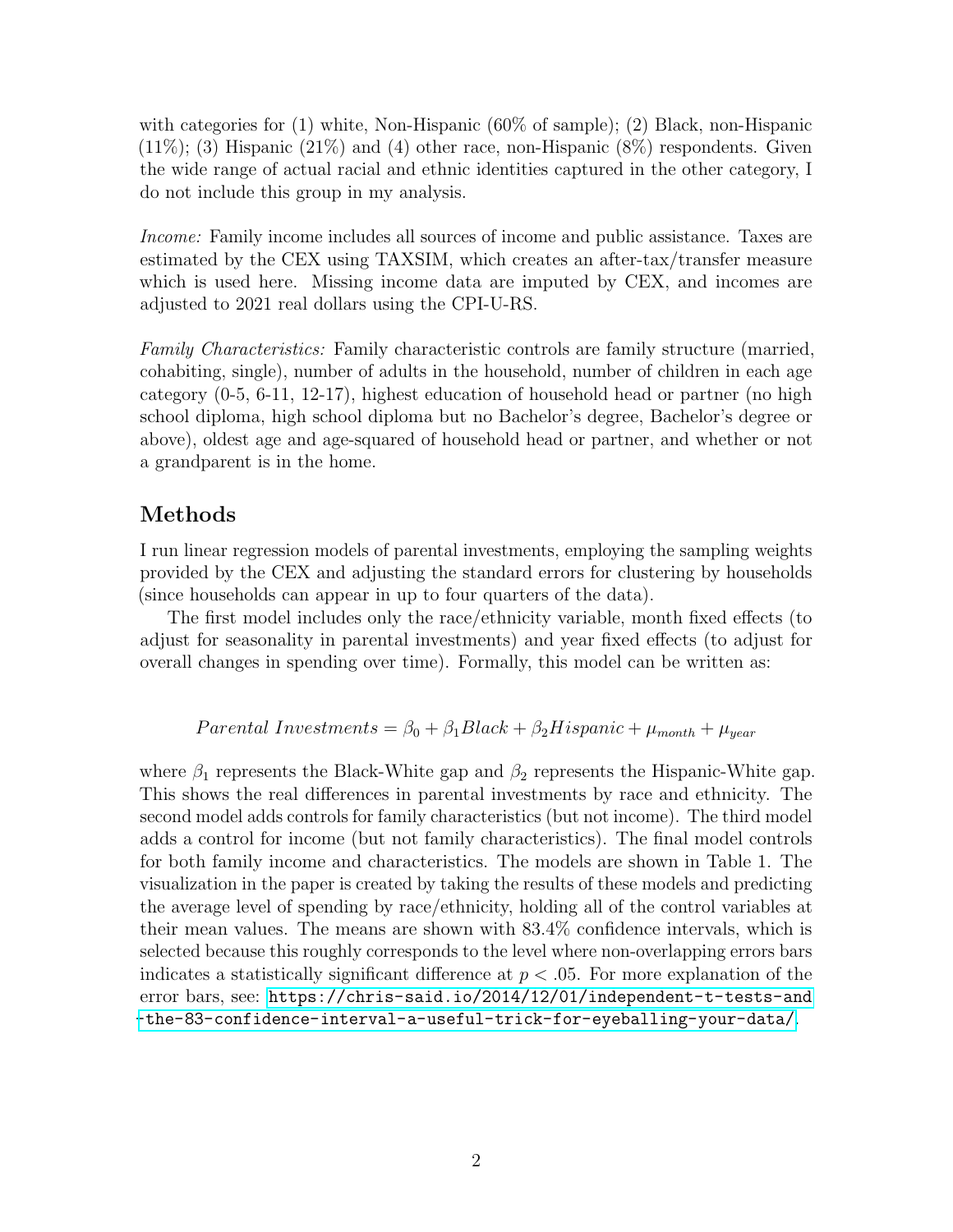with categories for (1) white, Non-Hispanic (60% of sample); (2) Black, non-Hispanic (11%); (3) Hispanic (21%) and (4) other race, non-Hispanic (8%) respondents. Given the wide range of actual racial and ethnic identities captured in the other category, I do not include this group in my analysis.

*Income:* Family income includes all sources of income and public assistance. Taxes are estimated by the CEX using TAXSIM, which creates an after-tax/transfer measure which is used here. Missing income data are imputed by CEX, and incomes are adjusted to 2021 real dollars using the CPI-U-RS.

*Family Characteristics:* Family characteristic controls are family structure (married, cohabiting, single), number of adults in the household, number of children in each age category (0-5, 6-11, 12-17), highest education of household head or partner (no high school diploma, high school diploma but no Bachelor's degree, Bachelor's degree or above), oldest age and age-squared of household head or partner, and whether or not a grandparent is in the home.

## Methods

I run linear regression models of parental investments, employing the sampling weights provided by the CEX and adjusting the standard errors for clustering by households (since households can appear in up to four quarters of the data).

The first model includes only the race/ethnicity variable, month fixed effects (to adjust for seasonality in parental investments) and year fixed effects (to adjust for overall changes in spending over time). Formally, this model can be written as:

$$Parental\ Investments = \beta_0 + \beta_1 Black + \beta_2 Hispanic + \mu_{month} + \mu_{year}$$

where $\beta_1$ represents the Black-White gap and $\beta_2$ represents the Hispanic-White gap. This shows the real differences in parental investments by race and ethnicity. The second model adds controls for family characteristics (but not income). The third model adds a control for income (but not family characteristics). The final model controls for both family income and characteristics. The models are shown in Table 1. The visualization in the paper is created by taking the results of these models and predicting the average level of spending by race/ethnicity, holding all of the control variables at their mean values. The means are shown with 83.4% confidence intervals, which is selected because this roughly corresponds to the level where non-overlapping errors bars indicates a statistically significant difference at $p < .05$. For more explanation of the error bars, see: https://chris-said.io/2014/12/01/independent-t-tests-and-the-83-confidence-interval-a-useful-trick-for-eyeballing-your-data/.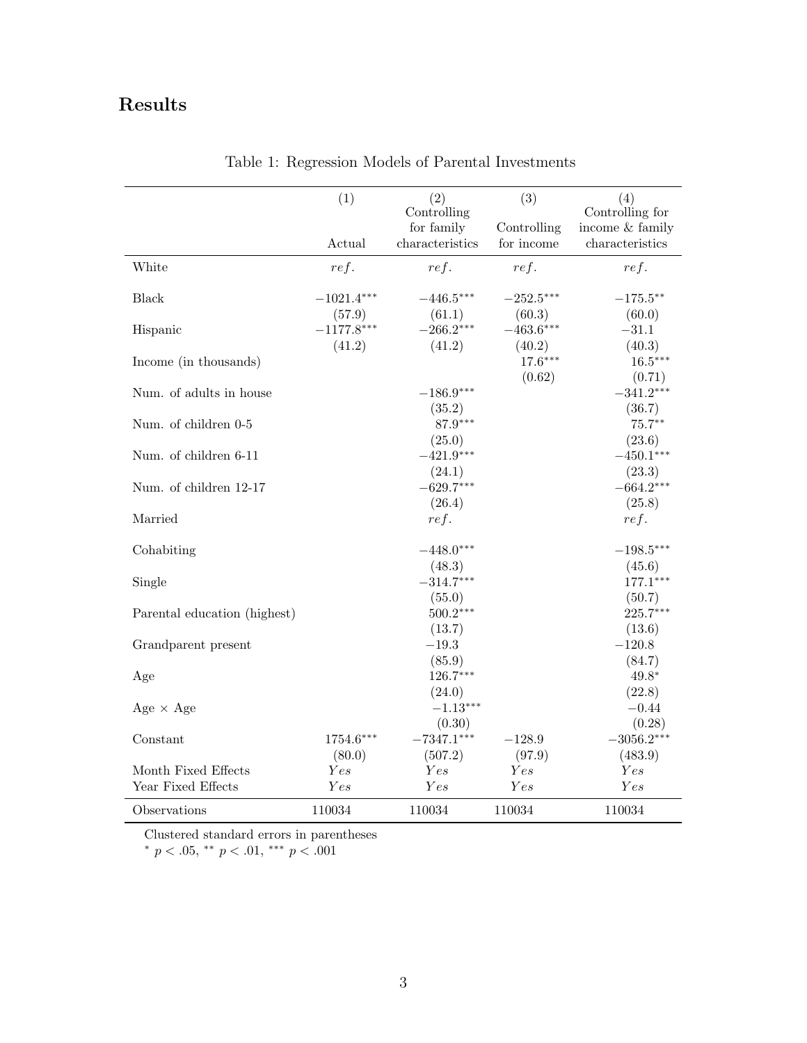## Results

Table 1: Regression Models of Parental Investments

| | (1) Actual | (2) Controlling for family characteristics | (3) Controlling for income | (4) Controlling for income & family characteristics |
|---|---|---|---|---|
| White | *ref.* | *ref.* | *ref.* | *ref.* |
| Black | $-1021.4^{***}$ | $-446.5^{***}$ | $-252.5^{***}$ | $-175.5^{**}$ |
| | (57.9) | (61.1) | (60.3) | (60.0) |
| Hispanic | $-1177.8^{***}$ | $-266.2^{***}$ | $-463.6^{***}$ | $-31.1$ |
| | (41.2) | (41.2) | (40.2) | (40.3) |
| Income (in thousands) | | | $17.6^{***}$ | $16.5^{***}$ |
| | | | (0.62) | (0.71) |
| Num. of adults in house | | $-186.9^{***}$ | | $-341.2^{***}$ |
| | | (35.2) | | (36.7) |
| Num. of children 0-5 | | $87.9^{***}$ | | $75.7^{**}$ |
| | | (25.0) | | (23.6) |
| Num. of children 6-11 | | $-421.9^{***}$ | | $-450.1^{***}$ |
| | | (24.1) | | (23.3) |
| Num. of children 12-17 | | $-629.7^{***}$ | | $-664.2^{***}$ |
| | | (26.4) | | (25.8) |
| Married | | *ref.* | | *ref.* |
| Cohabiting | | $-448.0^{***}$ | | $-198.5^{***}$ |
| | | (48.3) | | (45.6) |
| Single | | $-314.7^{***}$ | | $177.1^{***}$ |
| | | (55.0) | | (50.7) |
| Parental education (highest) | | $500.2^{***}$ | | $225.7^{***}$ |
| | | (13.7) | | (13.6) |
| Grandparent present | | $-19.3$ | | $-120.8$ |
| | | (85.9) | | (84.7) |
| Age | | $126.7^{***}$ | | $49.8^{*}$ |
| | | (24.0) | | (22.8) |
| Age × Age | | $-1.13^{***}$ | | $-0.44$ |
| | | (0.30) | | (0.28) |
| Constant | $1754.6^{***}$ | $-7347.1^{***}$ | $-128.9$ | $-3056.2^{***}$ |
| | (80.0) | (507.2) | (97.9) | (483.9) |
| Month Fixed Effects | *Yes* | *Yes* | *Yes* | *Yes* |
| Year Fixed Effects | *Yes* | *Yes* | *Yes* | *Yes* |
| Observations | 110034 | 110034 | 110034 | 110034 |

Clustered standard errors in parentheses
$^{*}$ $p < .05$, $^{**}$ $p < .01$, $^{***}$ $p < .001$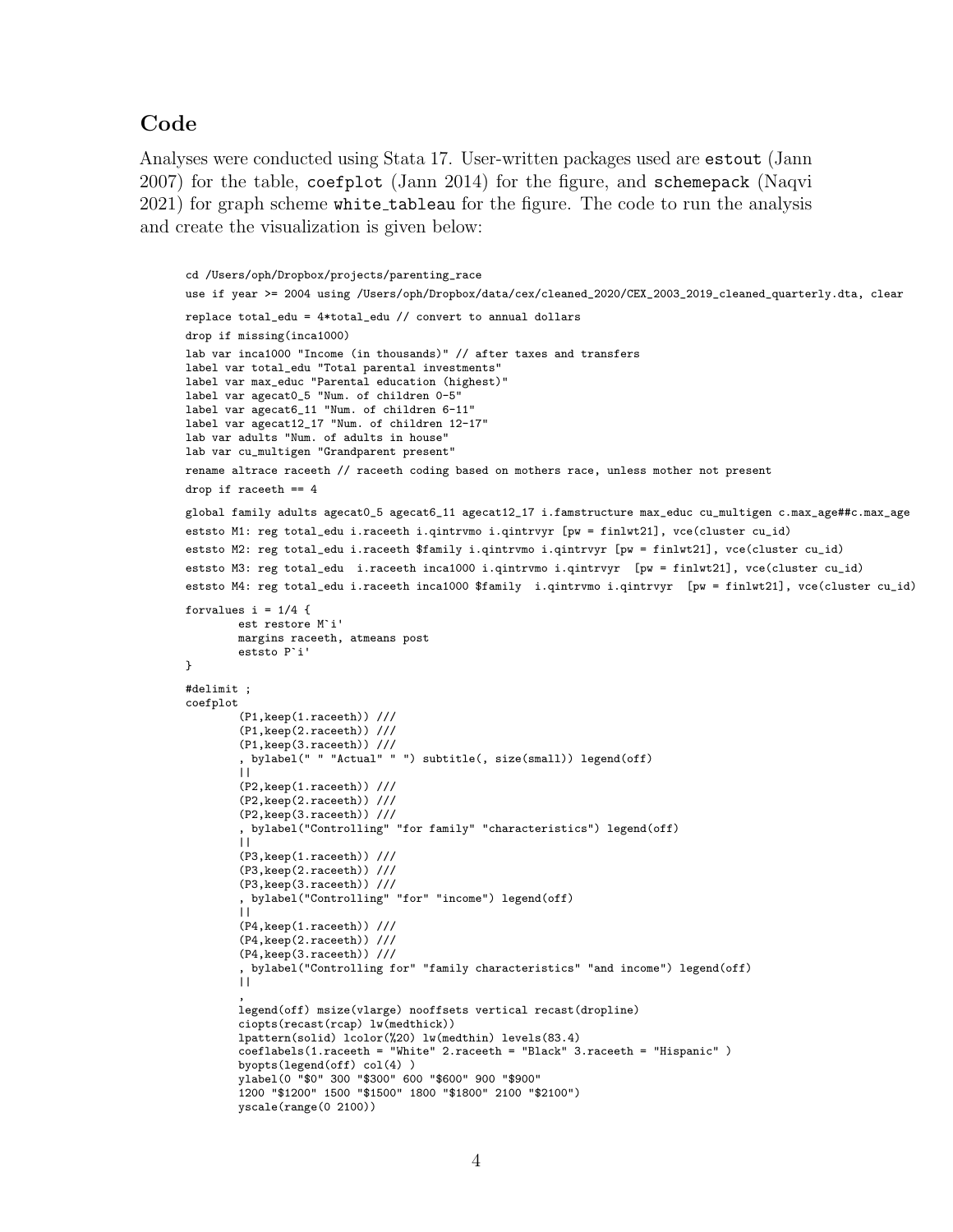## Code

Analyses were conducted using Stata 17. User-written packages used are `estout` (Jann 2007) for the table, `coefplot` (Jann 2014) for the figure, and `schemepack` (Naqvi 2021) for graph scheme `white_tableau` for the figure. The code to run the analysis and create the visualization is given below:

```
cd /Users/oph/Dropbox/projects/parenting_race
use if year >= 2004 using /Users/oph/Dropbox/data/cex/cleaned_2020/CEX_2003_2019_cleaned_quarterly.dta, clear
replace total_edu = 4*total_edu // convert to annual dollars
drop if missing(inca1000)
lab var inca1000 "Income (in thousands)" // after taxes and transfers
label var total_edu "Total parental investments"
label var max_educ "Parental education (highest)"
label var agecat0_5 "Num. of children 0-5"
label var agecat6_11 "Num. of children 6-11"
label var agecat12_17 "Num. of children 12-17"
lab var adults "Num. of adults in house"
lab var cu_multigen "Grandparent present"
rename altrace raceeth // raceeth coding based on mothers race, unless mother not present
drop if raceeth == 4
global family adults agecat0_5 agecat6_11 agecat12_17 i.famstructure max_educ cu_multigen c.max_age##c.max_age
eststo M1: reg total_edu i.raceeth i.qintrvmo i.qintrvyr [pw = finlwt21], vce(cluster cu_id)
eststo M2: reg total_edu i.raceeth $family i.qintrvmo i.qintrvyr [pw = finlwt21], vce(cluster cu_id)
eststo M3: reg total_edu  i.raceeth inca1000 i.qintrvmo i.qintrvyr  [pw = finlwt21], vce(cluster cu_id)
eststo M4: reg total_edu i.raceeth inca1000 $family  i.qintrvmo i.qintrvyr  [pw = finlwt21], vce(cluster cu_id)
forvalues i = 1/4 {
        est restore M`i'
        margins raceeth, atmeans post
        eststo P`i'
}
#delimit ;
coefplot
        (P1,keep(1.raceeth)) ///
        (P1,keep(2.raceeth)) ///
        (P1,keep(3.raceeth)) ///
        , bylabel(" " "Actual" " ") subtitle(, size(small)) legend(off)
        ||
        (P2,keep(1.raceeth)) ///
        (P2,keep(2.raceeth)) ///
        (P2,keep(3.raceeth)) ///
        , bylabel("Controlling" "for family" "characteristics") legend(off)
        ||
        (P3,keep(1.raceeth)) ///
        (P3,keep(2.raceeth)) ///
        (P3,keep(3.raceeth)) ///
        , bylabel("Controlling" "for" "income") legend(off)
        ||
        (P4,keep(1.raceeth)) ///
        (P4,keep(2.raceeth)) ///
        (P4,keep(3.raceeth)) ///
        , bylabel("Controlling for" "family characteristics" "and income") legend(off)
        ||
        ,
        legend(off) msize(vlarge) nooffsets vertical recast(dropline)
        ciopts(recast(rcap) lw(medthick))
        lpattern(solid) lcolor(%20) lw(medthin) levels(83.4)
        coeflabels(1.raceeth = "White" 2.raceeth = "Black" 3.raceeth = "Hispanic" )
        byopts(legend(off) col(4) )
        ylabel(0 "$0" 300 "$300" 600 "$600" 900 "$900"
        1200 "$1200" 1500 "$1500" 1800 "$1800" 2100 "$2100")
        yscale(range(0 2100))
```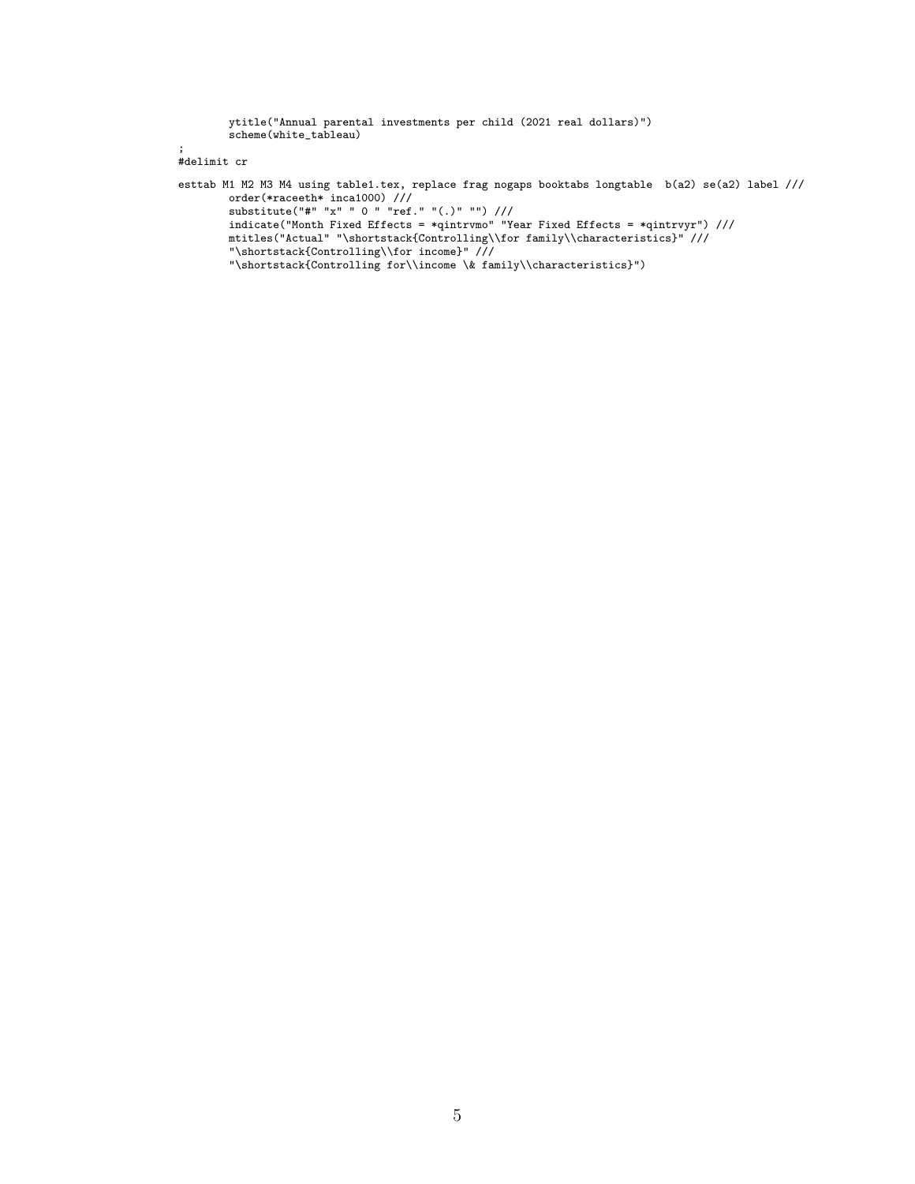```
        ytitle("Annual parental investments per child (2021 real dollars)")
        scheme(white_tableau)
;
#delimit cr

esttab M1 M2 M3 M4 using table1.tex, replace frag nogaps booktabs longtable  b(a2) se(a2) label ///
        order(*raceeth* inca1000) ///
        substitute("#" "x" " 0 " "ref." "(.)" "") ///
        indicate("Month Fixed Effects = *qintrvmo" "Year Fixed Effects = *qintrvyr") ///
        mtitles("Actual" "\shortstack{Controlling\\for family\\characteristics}" ///
        "\shortstack{Controlling\\for income}" ///
        "\shortstack{Controlling for\\income \& family\\characteristics}")
```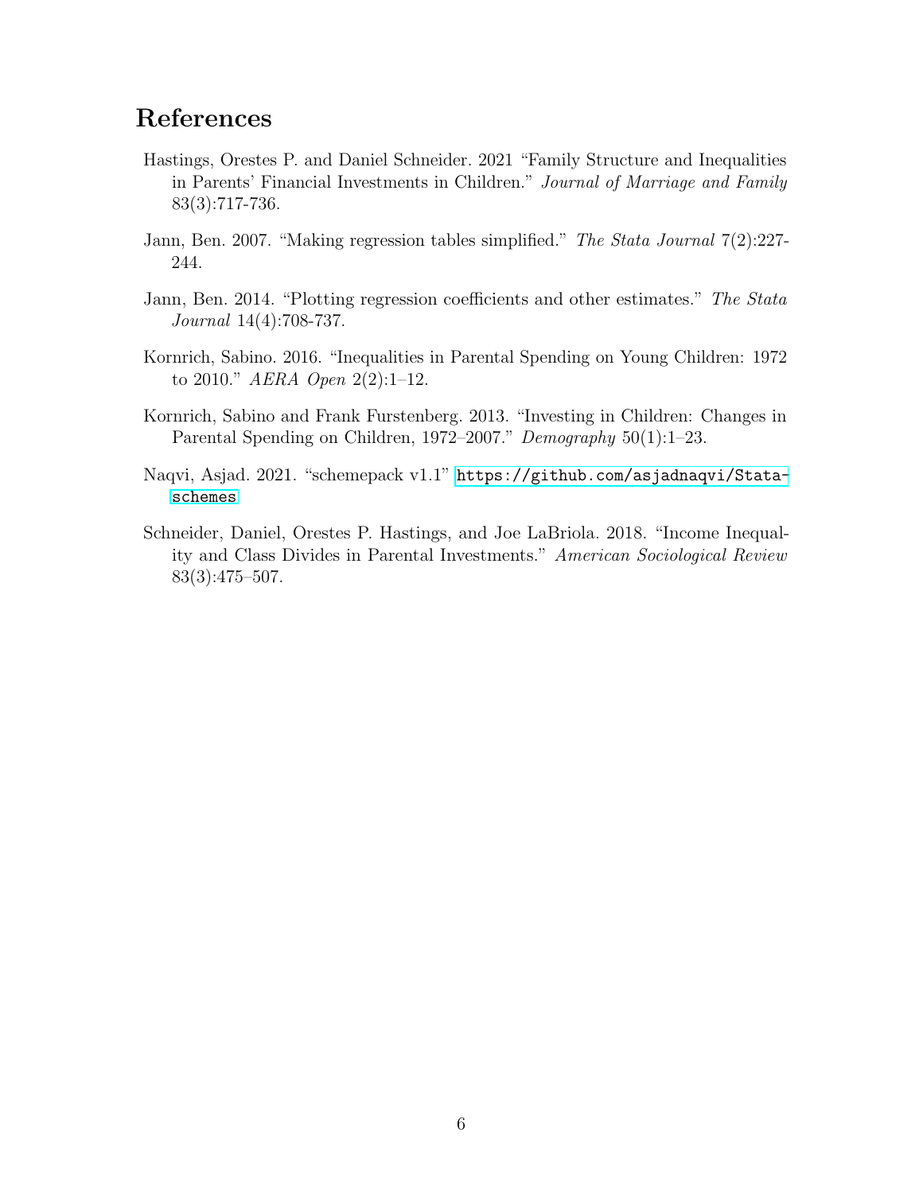# References

Hastings, Orestes P. and Daniel Schneider. 2021 "Family Structure and Inequalities in Parents' Financial Investments in Children." *Journal of Marriage and Family* 83(3):717-736.

Jann, Ben. 2007. "Making regression tables simplified." *The Stata Journal* 7(2):227-244.

Jann, Ben. 2014. "Plotting regression coefficients and other estimates." *The Stata Journal* 14(4):708-737.

Kornrich, Sabino. 2016. "Inequalities in Parental Spending on Young Children: 1972 to 2010." *AERA Open* 2(2):1–12.

Kornrich, Sabino and Frank Furstenberg. 2013. "Investing in Children: Changes in Parental Spending on Children, 1972–2007." *Demography* 50(1):1–23.

Naqvi, Asjad. 2021. "schemepack v1.1" https://github.com/asjadnaqvi/Stata-schemes

Schneider, Daniel, Orestes P. Hastings, and Joe LaBriola. 2018. "Income Inequality and Class Divides in Parental Investments." *American Sociological Review* 83(3):475–507.